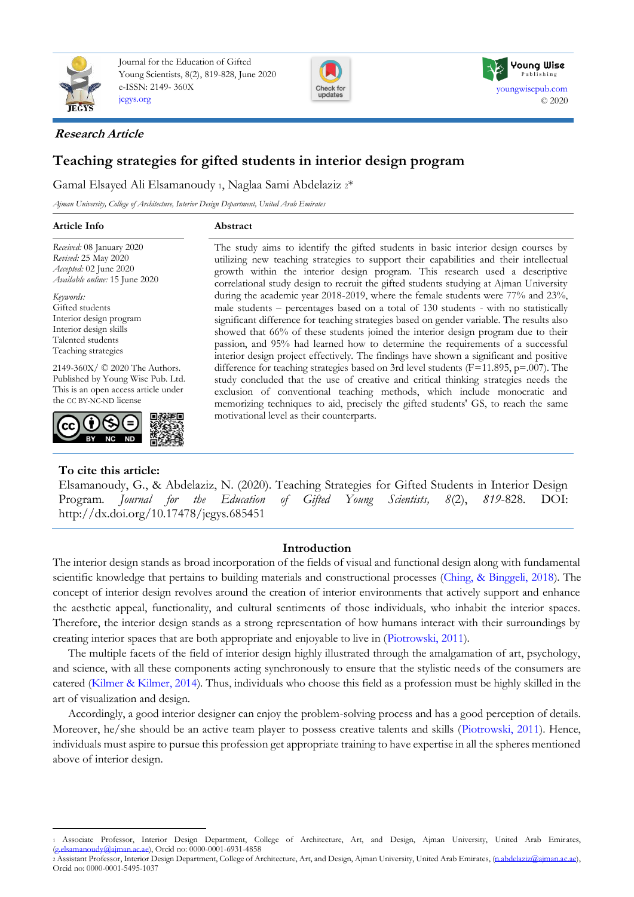Journal for the Education of Gifted Young Scientists, 8(2), 819-828, June 2020
e-ISSN: 2149- 360X
jegys.org

Young Wise Publishing
youngwisepub.com
© 2020

***Research Article***

# Teaching strategies for gifted students in interior design program

Gamal Elsayed Ali Elsamanoudy [1], Naglaa Sami Abdelaziz [2]*

*Ajman University, College of Architecture, Interior Design Department, United Arab Emirates*

## Article Info

*Received:* 08 January 2020
*Revised:* 25 May 2020
*Accepted:* 02 June 2020
*Available online:* 15 June 2020

*Keywords:*
Gifted students
Interior design program
Interior design skills
Talented students
Teaching strategies

2149-360X/ © 2020 The Authors. Published by Young Wise Pub. Ltd. This is an open access article under the CC BY-NC-ND license

## Abstract

The study aims to identify the gifted students in basic interior design courses by utilizing new teaching strategies to support their capabilities and their intellectual growth within the interior design program. This research used a descriptive correlational study design to recruit the gifted students studying at Ajman University during the academic year 2018-2019, where the female students were 77% and 23%, male students – percentages based on a total of 130 students - with no statistically significant difference for teaching strategies based on gender variable. The results also showed that 66% of these students joined the interior design program due to their passion, and 95% had learned how to determine the requirements of a successful interior design project effectively. The findings have shown a significant and positive difference for teaching strategies based on 3rd level students ($F=11.895$, $p=.007$). The study concluded that the use of creative and critical thinking strategies needs the exclusion of conventional teaching methods, which include monocratic and memorizing techniques to aid, precisely the gifted students' GS, to reach the same motivational level as their counterparts.

**To cite this article:**
Elsamanoudy, G., & Abdelaziz, N. (2020). Teaching Strategies for Gifted Students in Interior Design Program. *Journal for the Education of Gifted Young Scientists, 8*(2), *819*-828. DOI: http://dx.doi.org/10.17478/jegys.685451

## Introduction

The interior design stands as broad incorporation of the fields of visual and functional design along with fundamental scientific knowledge that pertains to building materials and constructional processes (Ching, & Binggeli, 2018). The concept of interior design revolves around the creation of interior environments that actively support and enhance the aesthetic appeal, functionality, and cultural sentiments of those individuals, who inhabit the interior spaces. Therefore, the interior design stands as a strong representation of how humans interact with their surroundings by creating interior spaces that are both appropriate and enjoyable to live in (Piotrowski, 2011).

The multiple facets of the field of interior design highly illustrated through the amalgamation of art, psychology, and science, with all these components acting synchronously to ensure that the stylistic needs of the consumers are catered (Kilmer & Kilmer, 2014). Thus, individuals who choose this field as a profession must be highly skilled in the art of visualization and design.

Accordingly, a good interior designer can enjoy the problem-solving process and has a good perception of details. Moreover, he/she should be an active team player to possess creative talents and skills (Piotrowski, 2011). Hence, individuals must aspire to pursue this profession get appropriate training to have expertise in all the spheres mentioned above of interior design.

---

[1] Associate Professor, Interior Design Department, College of Architecture, Art, and Design, Ajman University, United Arab Emirates, (g.elsamanoudy@ajman.ac.ae), Orcid no: 0000-0001-6931-4858
[2] Assistant Professor, Interior Design Department, College of Architecture, Art, and Design, Ajman University, United Arab Emirates, (n.abdelaziz@ajman.ac.ae), Orcid no: 0000-0001-5495-1037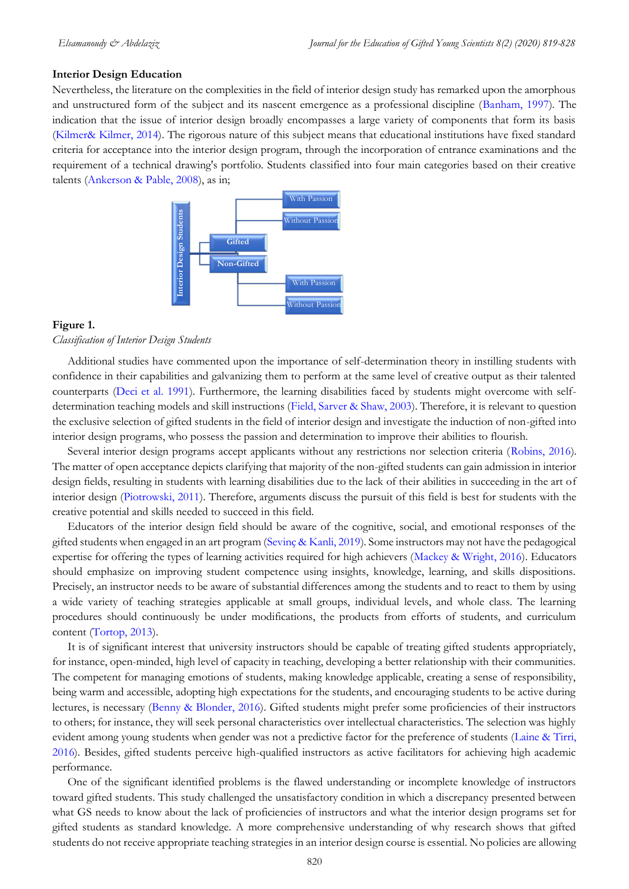### Interior Design Education

Nevertheless, the literature on the complexities in the field of interior design study has remarked upon the amorphous and unstructured form of the subject and its nascent emergence as a professional discipline (Banham, 1997). The indication that the issue of interior design broadly encompasses a large variety of components that form its basis (Kilmer& Kilmer, 2014). The rigorous nature of this subject means that educational institutions have fixed standard criteria for acceptance into the interior design program, through the incorporation of entrance examinations and the requirement of a technical drawing's portfolio. Students classified into four main categories based on their creative talents (Ankerson & Pable, 2008), as in;

- Interior Design Students
  - Gifted
    - With Passion
    - Without Passion
  - Non-Gifted
    - With Passion
    - Without Passion

**Figure 1.**

*Classification of Interior Design Students*

Additional studies have commented upon the importance of self-determination theory in instilling students with confidence in their capabilities and galvanizing them to perform at the same level of creative output as their talented counterparts (Deci et al. 1991). Furthermore, the learning disabilities faced by students might overcome with self-determination teaching models and skill instructions (Field, Sarver & Shaw, 2003). Therefore, it is relevant to question the exclusive selection of gifted students in the field of interior design and investigate the induction of non-gifted into interior design programs, who possess the passion and determination to improve their abilities to flourish.

Several interior design programs accept applicants without any restrictions nor selection criteria (Robins, 2016). The matter of open acceptance depicts clarifying that majority of the non-gifted students can gain admission in interior design fields, resulting in students with learning disabilities due to the lack of their abilities in succeeding in the art of interior design (Piotrowski, 2011). Therefore, arguments discuss the pursuit of this field is best for students with the creative potential and skills needed to succeed in this field.

Educators of the interior design field should be aware of the cognitive, social, and emotional responses of the gifted students when engaged in an art program (Sevinç & Kanli, 2019). Some instructors may not have the pedagogical expertise for offering the types of learning activities required for high achievers (Mackey & Wright, 2016). Educators should emphasize on improving student competence using insights, knowledge, learning, and skills dispositions. Precisely, an instructor needs to be aware of substantial differences among the students and to react to them by using a wide variety of teaching strategies applicable at small groups, individual levels, and whole class. The learning procedures should continuously be under modifications, the products from efforts of students, and curriculum content (Tortop, 2013).

It is of significant interest that university instructors should be capable of treating gifted students appropriately, for instance, open-minded, high level of capacity in teaching, developing a better relationship with their communities. The competent for managing emotions of students, making knowledge applicable, creating a sense of responsibility, being warm and accessible, adopting high expectations for the students, and encouraging students to be active during lectures, is necessary (Benny & Blonder, 2016). Gifted students might prefer some proficiencies of their instructors to others; for instance, they will seek personal characteristics over intellectual characteristics. The selection was highly evident among young students when gender was not a predictive factor for the preference of students (Laine & Tirri, 2016). Besides, gifted students perceive high-qualified instructors as active facilitators for achieving high academic performance.

One of the significant identified problems is the flawed understanding or incomplete knowledge of instructors toward gifted students. This study challenged the unsatisfactory condition in which a discrepancy presented between what GS needs to know about the lack of proficiencies of instructors and what the interior design programs set for gifted students as standard knowledge. A more comprehensive understanding of why research shows that gifted students do not receive appropriate teaching strategies in an interior design course is essential. No policies are allowing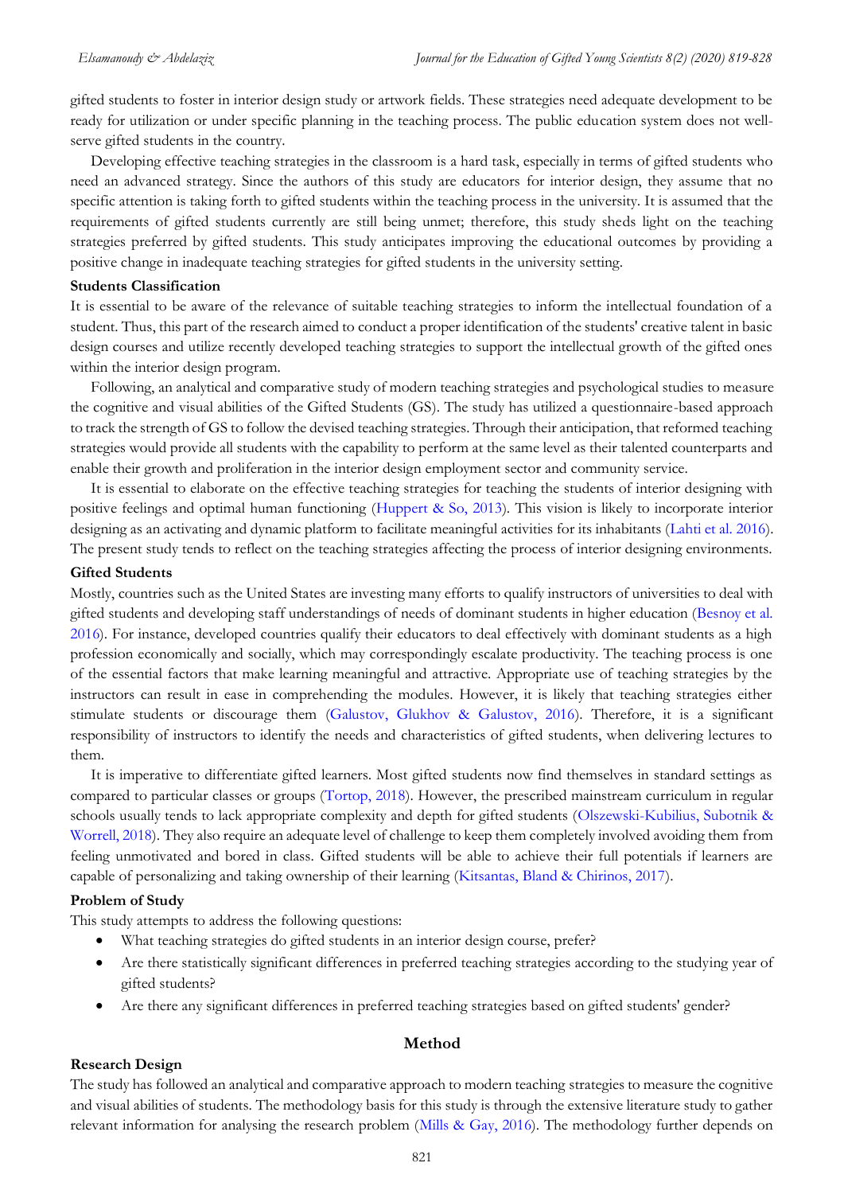gifted students to foster in interior design study or artwork fields. These strategies need adequate development to be ready for utilization or under specific planning in the teaching process. The public education system does not well-serve gifted students in the country.

Developing effective teaching strategies in the classroom is a hard task, especially in terms of gifted students who need an advanced strategy. Since the authors of this study are educators for interior design, they assume that no specific attention is taking forth to gifted students within the teaching process in the university. It is assumed that the requirements of gifted students currently are still being unmet; therefore, this study sheds light on the teaching strategies preferred by gifted students. This study anticipates improving the educational outcomes by providing a positive change in inadequate teaching strategies for gifted students in the university setting.

### Students Classification

It is essential to be aware of the relevance of suitable teaching strategies to inform the intellectual foundation of a student. Thus, this part of the research aimed to conduct a proper identification of the students' creative talent in basic design courses and utilize recently developed teaching strategies to support the intellectual growth of the gifted ones within the interior design program.

Following, an analytical and comparative study of modern teaching strategies and psychological studies to measure the cognitive and visual abilities of the Gifted Students (GS). The study has utilized a questionnaire-based approach to track the strength of GS to follow the devised teaching strategies. Through their anticipation, that reformed teaching strategies would provide all students with the capability to perform at the same level as their talented counterparts and enable their growth and proliferation in the interior design employment sector and community service.

It is essential to elaborate on the effective teaching strategies for teaching the students of interior designing with positive feelings and optimal human functioning (Huppert & So, 2013). This vision is likely to incorporate interior designing as an activating and dynamic platform to facilitate meaningful activities for its inhabitants (Lahti et al. 2016). The present study tends to reflect on the teaching strategies affecting the process of interior designing environments.

### Gifted Students

Mostly, countries such as the United States are investing many efforts to qualify instructors of universities to deal with gifted students and developing staff understandings of needs of dominant students in higher education (Besnoy et al. 2016). For instance, developed countries qualify their educators to deal effectively with dominant students as a high profession economically and socially, which may correspondingly escalate productivity. The teaching process is one of the essential factors that make learning meaningful and attractive. Appropriate use of teaching strategies by the instructors can result in ease in comprehending the modules. However, it is likely that teaching strategies either stimulate students or discourage them (Galustov, Glukhov & Galustov, 2016). Therefore, it is a significant responsibility of instructors to identify the needs and characteristics of gifted students, when delivering lectures to them.

It is imperative to differentiate gifted learners. Most gifted students now find themselves in standard settings as compared to particular classes or groups (Tortop, 2018). However, the prescribed mainstream curriculum in regular schools usually tends to lack appropriate complexity and depth for gifted students (Olszewski-Kubilius, Subotnik & Worrell, 2018). They also require an adequate level of challenge to keep them completely involved avoiding them from feeling unmotivated and bored in class. Gifted students will be able to achieve their full potentials if learners are capable of personalizing and taking ownership of their learning (Kitsantas, Bland & Chirinos, 2017).

### Problem of Study

This study attempts to address the following questions:

- What teaching strategies do gifted students in an interior design course, prefer?
- Are there statistically significant differences in preferred teaching strategies according to the studying year of gifted students?
- Are there any significant differences in preferred teaching strategies based on gifted students' gender?

## Method

### Research Design

The study has followed an analytical and comparative approach to modern teaching strategies to measure the cognitive and visual abilities of students. The methodology basis for this study is through the extensive literature study to gather relevant information for analysing the research problem (Mills & Gay, 2016). The methodology further depends on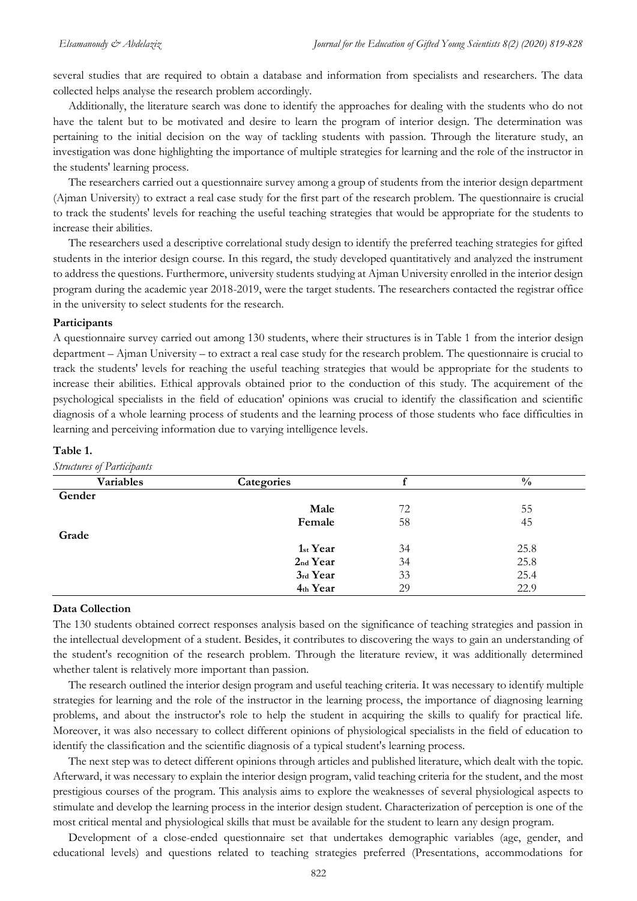several studies that are required to obtain a database and information from specialists and researchers. The data collected helps analyse the research problem accordingly.

Additionally, the literature search was done to identify the approaches for dealing with the students who do not have the talent but to be motivated and desire to learn the program of interior design. The determination was pertaining to the initial decision on the way of tackling students with passion. Through the literature study, an investigation was done highlighting the importance of multiple strategies for learning and the role of the instructor in the students' learning process.

The researchers carried out a questionnaire survey among a group of students from the interior design department (Ajman University) to extract a real case study for the first part of the research problem. The questionnaire is crucial to track the students' levels for reaching the useful teaching strategies that would be appropriate for the students to increase their abilities.

The researchers used a descriptive correlational study design to identify the preferred teaching strategies for gifted students in the interior design course. In this regard, the study developed quantitatively and analyzed the instrument to address the questions. Furthermore, university students studying at Ajman University enrolled in the interior design program during the academic year 2018-2019, were the target students. The researchers contacted the registrar office in the university to select students for the research.

### Participants

A questionnaire survey carried out among 130 students, where their structures is in Table 1 from the interior design department – Ajman University – to extract a real case study for the research problem. The questionnaire is crucial to track the students' levels for reaching the useful teaching strategies that would be appropriate for the students to increase their abilities. Ethical approvals obtained prior to the conduction of this study. The acquirement of the psychological specialists in the field of education' opinions was crucial to identify the classification and scientific diagnosis of a whole learning process of students and the learning process of those students who face difficulties in learning and perceiving information due to varying intelligence levels.

**Table 1.**

*Structures of Participants*

| Variables | Categories | f | % |
|---|---|---|---|
| **Gender** | | | |
| | **Male** | 72 | 55 |
| | **Female** | 58 | 45 |
| **Grade** | | | |
| | **1st Year** | 34 | 25.8 |
| | **2nd Year** | 34 | 25.8 |
| | **3rd Year** | 33 | 25.4 |
| | **4th Year** | 29 | 22.9 |

### Data Collection

The 130 students obtained correct responses analysis based on the significance of teaching strategies and passion in the intellectual development of a student. Besides, it contributes to discovering the ways to gain an understanding of the student's recognition of the research problem. Through the literature review, it was additionally determined whether talent is relatively more important than passion.

The research outlined the interior design program and useful teaching criteria. It was necessary to identify multiple strategies for learning and the role of the instructor in the learning process, the importance of diagnosing learning problems, and about the instructor's role to help the student in acquiring the skills to qualify for practical life. Moreover, it was also necessary to collect different opinions of physiological specialists in the field of education to identify the classification and the scientific diagnosis of a typical student's learning process.

The next step was to detect different opinions through articles and published literature, which dealt with the topic. Afterward, it was necessary to explain the interior design program, valid teaching criteria for the student, and the most prestigious courses of the program. This analysis aims to explore the weaknesses of several physiological aspects to stimulate and develop the learning process in the interior design student. Characterization of perception is one of the most critical mental and physiological skills that must be available for the student to learn any design program.

Development of a close-ended questionnaire set that undertakes demographic variables (age, gender, and educational levels) and questions related to teaching strategies preferred (Presentations, accommodations for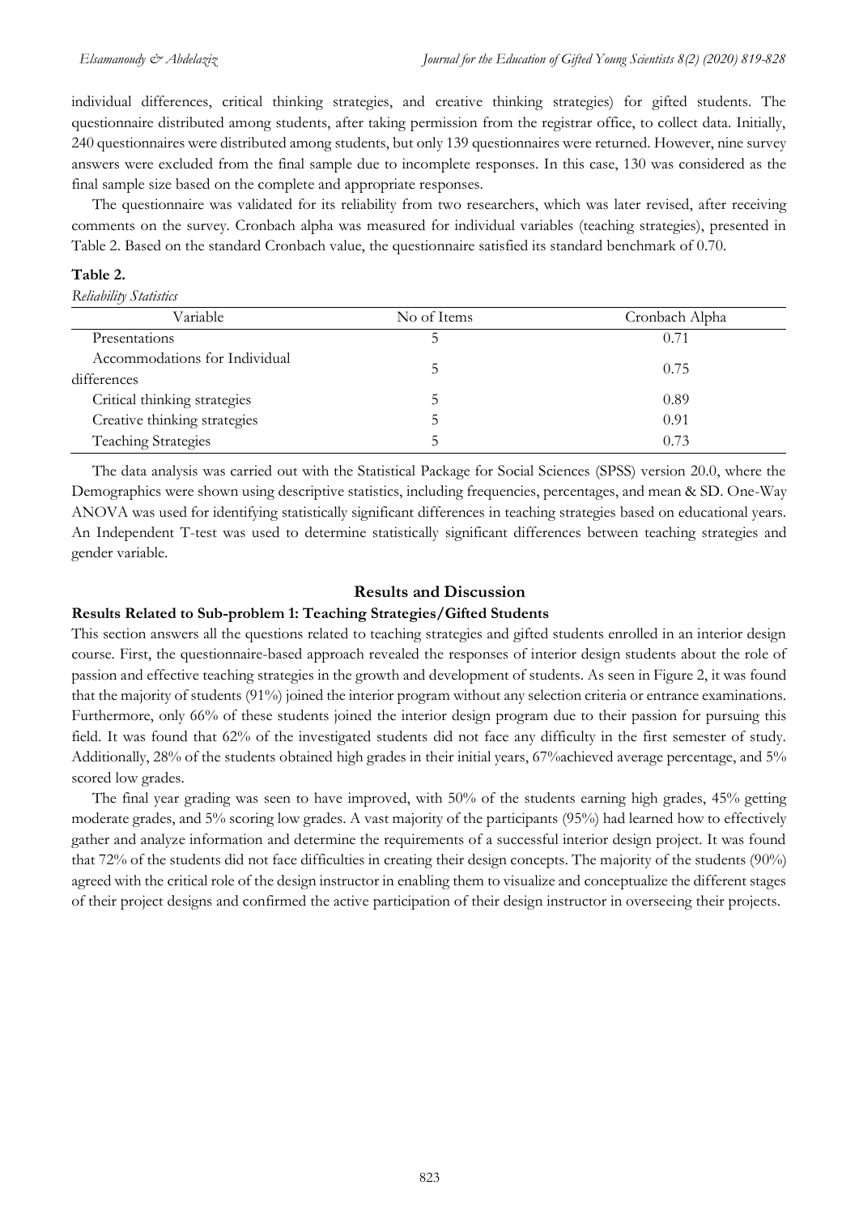individual differences, critical thinking strategies, and creative thinking strategies) for gifted students. The questionnaire distributed among students, after taking permission from the registrar office, to collect data. Initially, 240 questionnaires were distributed among students, but only 139 questionnaires were returned. However, nine survey answers were excluded from the final sample due to incomplete responses. In this case, 130 was considered as the final sample size based on the complete and appropriate responses.

The questionnaire was validated for its reliability from two researchers, which was later revised, after receiving comments on the survey. Cronbach alpha was measured for individual variables (teaching strategies), presented in Table 2. Based on the standard Cronbach value, the questionnaire satisfied its standard benchmark of 0.70.

**Table 2.**

*Reliability Statistics*

| Variable | No of Items | Cronbach Alpha |
|---|---|---|
| Presentations | 5 | 0.71 |
| Accommodations for Individual differences | 5 | 0.75 |
| Critical thinking strategies | 5 | 0.89 |
| Creative thinking strategies | 5 | 0.91 |
| Teaching Strategies | 5 | 0.73 |

The data analysis was carried out with the Statistical Package for Social Sciences (SPSS) version 20.0, where the Demographics were shown using descriptive statistics, including frequencies, percentages, and mean & SD. One-Way ANOVA was used for identifying statistically significant differences in teaching strategies based on educational years. An Independent T-test was used to determine statistically significant differences between teaching strategies and gender variable.

## Results and Discussion

### Results Related to Sub-problem 1: Teaching Strategies/Gifted Students

This section answers all the questions related to teaching strategies and gifted students enrolled in an interior design course. First, the questionnaire-based approach revealed the responses of interior design students about the role of passion and effective teaching strategies in the growth and development of students. As seen in Figure 2, it was found that the majority of students (91%) joined the interior program without any selection criteria or entrance examinations. Furthermore, only 66% of these students joined the interior design program due to their passion for pursuing this field. It was found that 62% of the investigated students did not face any difficulty in the first semester of study. Additionally, 28% of the students obtained high grades in their initial years, 67%achieved average percentage, and 5% scored low grades.

The final year grading was seen to have improved, with 50% of the students earning high grades, 45% getting moderate grades, and 5% scoring low grades. A vast majority of the participants (95%) had learned how to effectively gather and analyze information and determine the requirements of a successful interior design project. It was found that 72% of the students did not face difficulties in creating their design concepts. The majority of the students (90%) agreed with the critical role of the design instructor in enabling them to visualize and conceptualize the different stages of their project designs and confirmed the active participation of their design instructor in overseeing their projects.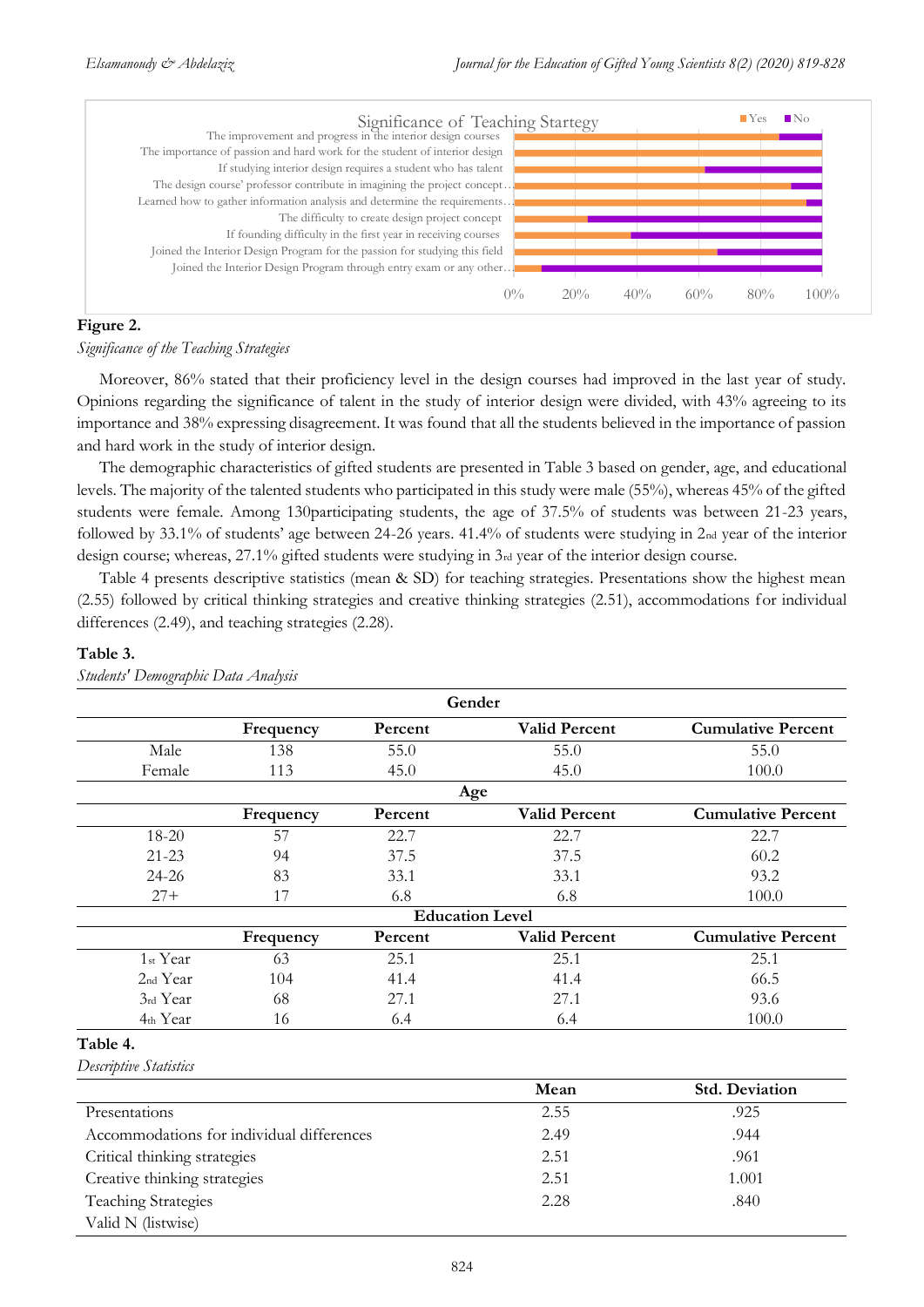**Figure 2.**

*Significance of the Teaching Strategies*

Moreover, 86% stated that their proficiency level in the design courses had improved in the last year of study. Opinions regarding the significance of talent in the study of interior design were divided, with 43% agreeing to its importance and 38% expressing disagreement. It was found that all the students believed in the importance of passion and hard work in the study of interior design.

The demographic characteristics of gifted students are presented in Table 3 based on gender, age, and educational levels. The majority of the talented students who participated in this study were male (55%), whereas 45% of the gifted students were female. Among 130participating students, the age of 37.5% of students was between 21-23 years, followed by 33.1% of students' age between 24-26 years. 41.4% of students were studying in 2nd year of the interior design course; whereas, 27.1% gifted students were studying in 3rd year of the interior design course.

Table 4 presents descriptive statistics (mean & SD) for teaching strategies. Presentations show the highest mean (2.55) followed by critical thinking strategies and creative thinking strategies (2.51), accommodations for individual differences (2.49), and teaching strategies (2.28).

**Table 3.**

*Students' Demographic Data Analysis*

| Gender | | | | |
|---|---|---|---|---|
| | Frequency | Percent | Valid Percent | Cumulative Percent |
| Male | 138 | 55.0 | 55.0 | 55.0 |
| Female | 113 | 45.0 | 45.0 | 100.0 |
| **Age** | | | | |
| | Frequency | Percent | Valid Percent | Cumulative Percent |
| 18-20 | 57 | 22.7 | 22.7 | 22.7 |
| 21-23 | 94 | 37.5 | 37.5 | 60.2 |
| 24-26 | 83 | 33.1 | 33.1 | 93.2 |
| 27+ | 17 | 6.8 | 6.8 | 100.0 |
| **Education Level** | | | | |
| | Frequency | Percent | Valid Percent | Cumulative Percent |
| 1st Year | 63 | 25.1 | 25.1 | 25.1 |
| 2nd Year | 104 | 41.4 | 41.4 | 66.5 |
| 3rd Year | 68 | 27.1 | 27.1 | 93.6 |
| 4th Year | 16 | 6.4 | 6.4 | 100.0 |

**Table 4.**

*Descriptive Statistics*

| | Mean | Std. Deviation |
|---|---|---|
| Presentations | 2.55 | .925 |
| Accommodations for individual differences | 2.49 | .944 |
| Critical thinking strategies | 2.51 | .961 |
| Creative thinking strategies | 2.51 | 1.001 |
| Teaching Strategies | 2.28 | .840 |
| Valid N (listwise) | | |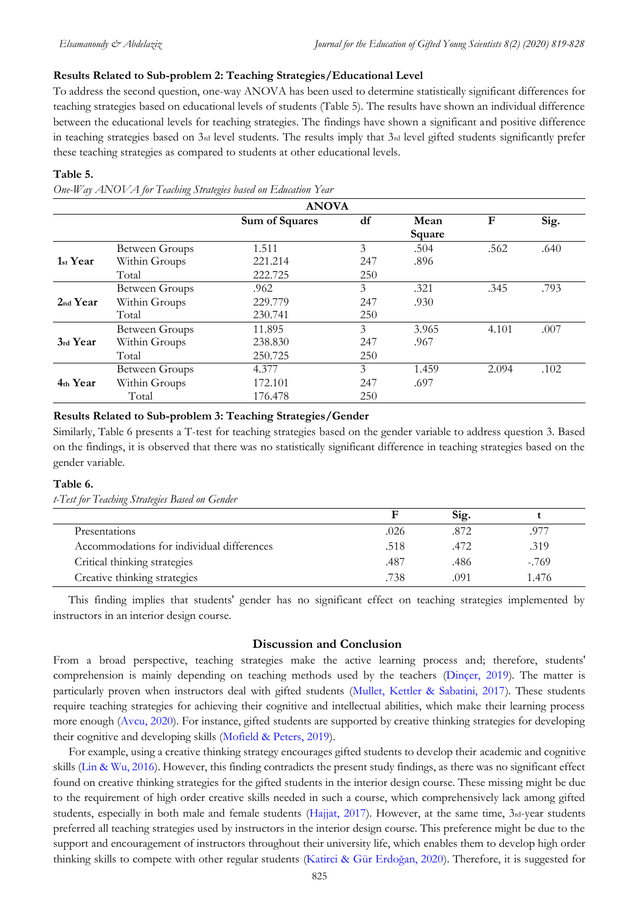### Results Related to Sub-problem 2: Teaching Strategies/Educational Level

To address the second question, one-way ANOVA has been used to determine statistically significant differences for teaching strategies based on educational levels of students (Table 5). The results have shown an individual difference between the educational levels for teaching strategies. The findings have shown a significant and positive difference in teaching strategies based on 3rd level students. The results imply that 3rd level gifted students significantly prefer these teaching strategies as compared to students at other educational levels.

**Table 5.**

*One-Way ANOVA for Teaching Strategies based on Education Year*

| ANOVA | | | | | | |
|---|---|---|---|---|---|---|
| | | **Sum of Squares** | **df** | **Mean Square** | **F** | **Sig.** |
| **1st Year** | Between Groups | 1.511 | 3 | .504 | .562 | .640 |
| | Within Groups | 221.214 | 247 | .896 | | |
| | Total | 222.725 | 250 | | | |
| **2nd Year** | Between Groups | .962 | 3 | .321 | .345 | .793 |
| | Within Groups | 229.779 | 247 | .930 | | |
| | Total | 230.741 | 250 | | | |
| **3rd Year** | Between Groups | 11.895 | 3 | 3.965 | 4.101 | .007 |
| | Within Groups | 238.830 | 247 | .967 | | |
| | Total | 250.725 | 250 | | | |
| **4th Year** | Between Groups | 4.377 | 3 | 1.459 | 2.094 | .102 |
| | Within Groups | 172.101 | 247 | .697 | | |
| | Total | 176.478 | 250 | | | |

### Results Related to Sub-problem 3: Teaching Strategies/Gender

Similarly, Table 6 presents a T-test for teaching strategies based on the gender variable to address question 3. Based on the findings, it is observed that there was no statistically significant difference in teaching strategies based on the gender variable.

**Table 6.**

*t-Test for Teaching Strategies Based on Gender*

| | F | Sig. | t |
|---|---|---|---|
| Presentations | .026 | .872 | .977 |
| Accommodations for individual differences | .518 | .472 | .319 |
| Critical thinking strategies | .487 | .486 | -.769 |
| Creative thinking strategies | .738 | .091 | 1.476 |

This finding implies that students' gender has no significant effect on teaching strategies implemented by instructors in an interior design course.

## Discussion and Conclusion

From a broad perspective, teaching strategies make the active learning process and; therefore, students' comprehension is mainly depending on teaching methods used by the teachers (Dinçer, 2019). The matter is particularly proven when instructors deal with gifted students (Mullet, Kettler & Sabatini, 2017). These students require teaching strategies for achieving their cognitive and intellectual abilities, which make their learning process more enough (Avcu, 2020). For instance, gifted students are supported by creative thinking strategies for developing their cognitive and developing skills (Mofield & Peters, 2019).

For example, using a creative thinking strategy encourages gifted students to develop their academic and cognitive skills (Lin & Wu, 2016). However, this finding contradicts the present study findings, as there was no significant effect found on creative thinking strategies for the gifted students in the interior design course. These missing might be due to the requirement of high order creative skills needed in such a course, which comprehensively lack among gifted students, especially in both male and female students (Hajjat, 2017). However, at the same time, 3rd-year students preferred all teaching strategies used by instructors in the interior design course. This preference might be due to the support and encouragement of instructors throughout their university life, which enables them to develop high order thinking skills to compete with other regular students (Katirci & Gür Erdoğan, 2020). Therefore, it is suggested for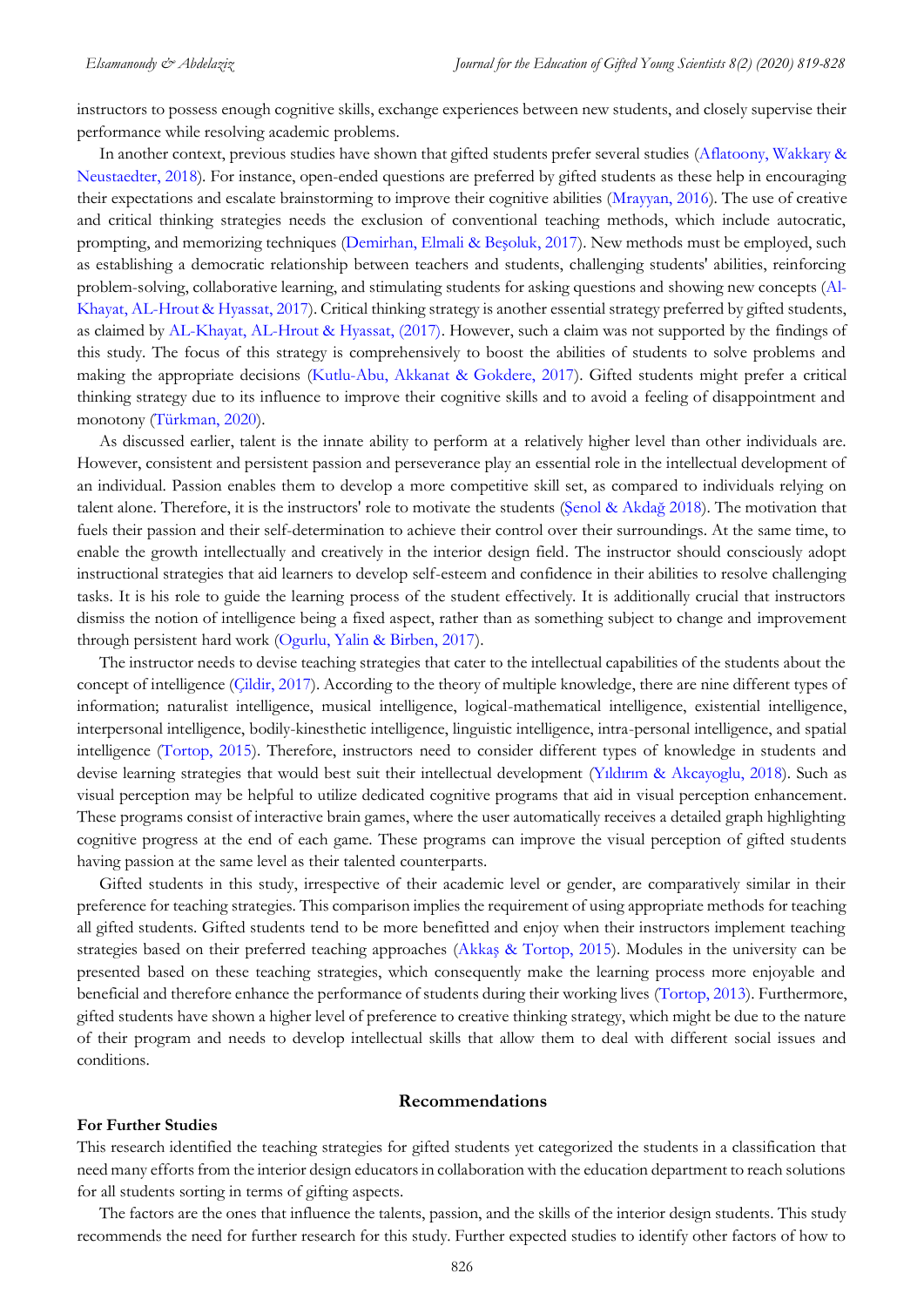instructors to possess enough cognitive skills, exchange experiences between new students, and closely supervise their performance while resolving academic problems.

In another context, previous studies have shown that gifted students prefer several studies (Aflatoony, Wakkary & Neustaedter, 2018). For instance, open-ended questions are preferred by gifted students as these help in encouraging their expectations and escalate brainstorming to improve their cognitive abilities (Mrayyan, 2016). The use of creative and critical thinking strategies needs the exclusion of conventional teaching methods, which include autocratic, prompting, and memorizing techniques (Demirhan, Elmali & Beşoluk, 2017). New methods must be employed, such as establishing a democratic relationship between teachers and students, challenging students' abilities, reinforcing problem-solving, collaborative learning, and stimulating students for asking questions and showing new concepts (Al-Khayat, AL-Hrout & Hyassat, 2017). Critical thinking strategy is another essential strategy preferred by gifted students, as claimed by AL-Khayat, AL-Hrout & Hyassat, (2017). However, such a claim was not supported by the findings of this study. The focus of this strategy is comprehensively to boost the abilities of students to solve problems and making the appropriate decisions (Kutlu-Abu, Akkanat & Gokdere, 2017). Gifted students might prefer a critical thinking strategy due to its influence to improve their cognitive skills and to avoid a feeling of disappointment and monotony (Türkman, 2020).

As discussed earlier, talent is the innate ability to perform at a relatively higher level than other individuals are. However, consistent and persistent passion and perseverance play an essential role in the intellectual development of an individual. Passion enables them to develop a more competitive skill set, as compared to individuals relying on talent alone. Therefore, it is the instructors' role to motivate the students (Şenol & Akdağ 2018). The motivation that fuels their passion and their self-determination to achieve their control over their surroundings. At the same time, to enable the growth intellectually and creatively in the interior design field. The instructor should consciously adopt instructional strategies that aid learners to develop self-esteem and confidence in their abilities to resolve challenging tasks. It is his role to guide the learning process of the student effectively. It is additionally crucial that instructors dismiss the notion of intelligence being a fixed aspect, rather than as something subject to change and improvement through persistent hard work (Ogurlu, Yalin & Birben, 2017).

The instructor needs to devise teaching strategies that cater to the intellectual capabilities of the students about the concept of intelligence (Çildir, 2017). According to the theory of multiple knowledge, there are nine different types of information; naturalist intelligence, musical intelligence, logical-mathematical intelligence, existential intelligence, interpersonal intelligence, bodily-kinesthetic intelligence, linguistic intelligence, intra-personal intelligence, and spatial intelligence (Tortop, 2015). Therefore, instructors need to consider different types of knowledge in students and devise learning strategies that would best suit their intellectual development (Yıldırım & Akcayoglu, 2018). Such as visual perception may be helpful to utilize dedicated cognitive programs that aid in visual perception enhancement. These programs consist of interactive brain games, where the user automatically receives a detailed graph highlighting cognitive progress at the end of each game. These programs can improve the visual perception of gifted students having passion at the same level as their talented counterparts.

Gifted students in this study, irrespective of their academic level or gender, are comparatively similar in their preference for teaching strategies. This comparison implies the requirement of using appropriate methods for teaching all gifted students. Gifted students tend to be more benefitted and enjoy when their instructors implement teaching strategies based on their preferred teaching approaches (Akkaş & Tortop, 2015). Modules in the university can be presented based on these teaching strategies, which consequently make the learning process more enjoyable and beneficial and therefore enhance the performance of students during their working lives (Tortop, 2013). Furthermore, gifted students have shown a higher level of preference to creative thinking strategy, which might be due to the nature of their program and needs to develop intellectual skills that allow them to deal with different social issues and conditions.

## Recommendations

### For Further Studies

This research identified the teaching strategies for gifted students yet categorized the students in a classification that need many efforts from the interior design educators in collaboration with the education department to reach solutions for all students sorting in terms of gifting aspects.

The factors are the ones that influence the talents, passion, and the skills of the interior design students. This study recommends the need for further research for this study. Further expected studies to identify other factors of how to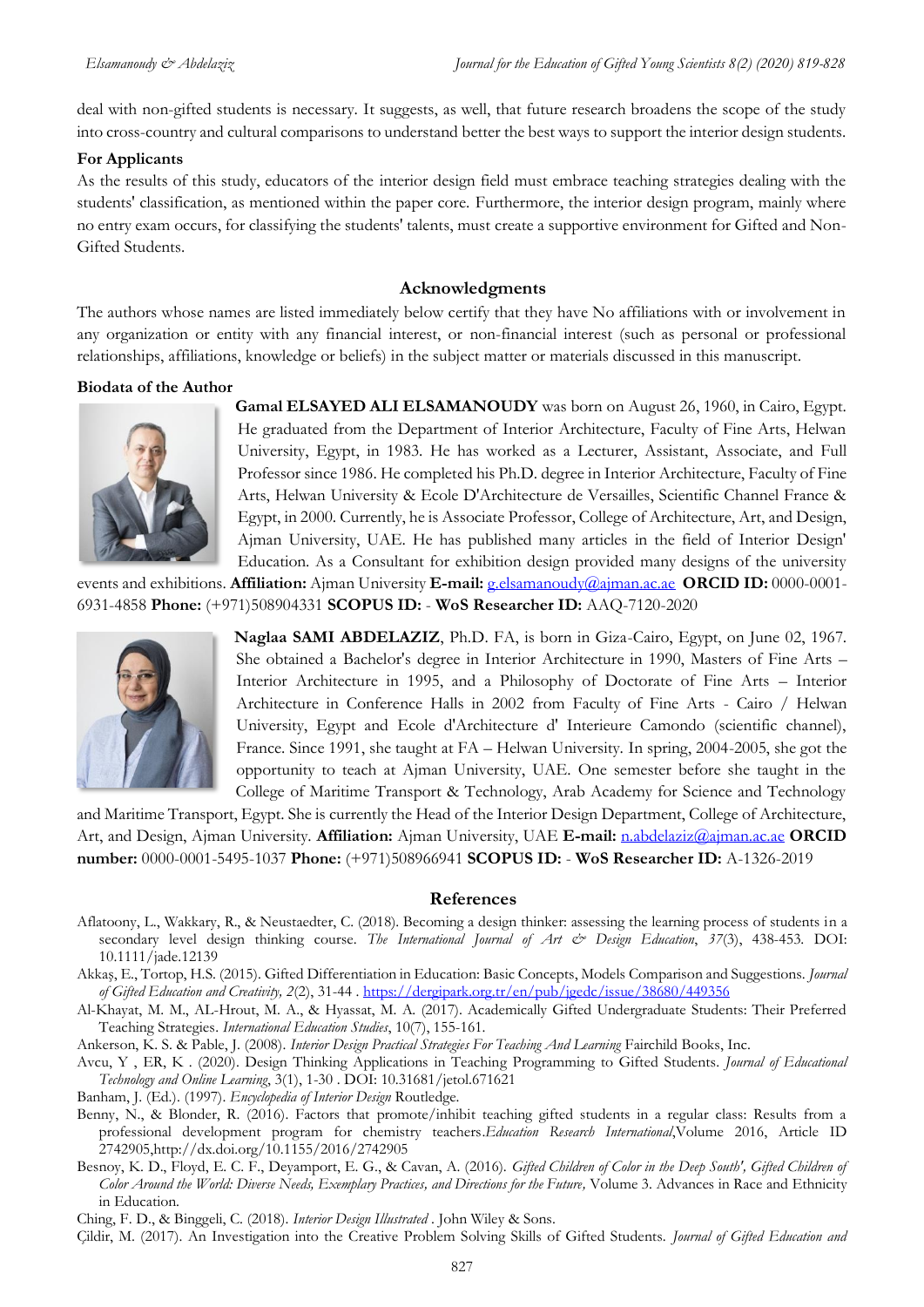deal with non-gifted students is necessary. It suggests, as well, that future research broadens the scope of the study into cross-country and cultural comparisons to understand better the best ways to support the interior design students.

**For Applicants**

As the results of this study, educators of the interior design field must embrace teaching strategies dealing with the students' classification, as mentioned within the paper core. Furthermore, the interior design program, mainly where no entry exam occurs, for classifying the students' talents, must create a supportive environment for Gifted and Non-Gifted Students.

## Acknowledgments

The authors whose names are listed immediately below certify that they have No affiliations with or involvement in any organization or entity with any financial interest, or non-financial interest (such as personal or professional relationships, affiliations, knowledge or beliefs) in the subject matter or materials discussed in this manuscript.

**Biodata of the Author**

**Gamal ELSAYED ALI ELSAMANOUDY** was born on August 26, 1960, in Cairo, Egypt. He graduated from the Department of Interior Architecture, Faculty of Fine Arts, Helwan University, Egypt, in 1983. He has worked as a Lecturer, Assistant, Associate, and Full Professor since 1986. He completed his Ph.D. degree in Interior Architecture, Faculty of Fine Arts, Helwan University & Ecole D'Architecture de Versailles, Scientific Channel France & Egypt, in 2000. Currently, he is Associate Professor, College of Architecture, Art, and Design, Ajman University, UAE. He has published many articles in the field of Interior Design' Education. As a Consultant for exhibition design provided many designs of the university events and exhibitions. **Affiliation:** Ajman University **E-mail:** g.elsamanoudy@ajman.ac.ae **ORCID ID:** 0000-0001-6931-4858 **Phone:** (+971)508904331 **SCOPUS ID:** - **WoS Researcher ID:** AAQ-7120-2020

**Naglaa SAMI ABDELAZIZ**, Ph.D. FA, is born in Giza-Cairo, Egypt, on June 02, 1967. She obtained a Bachelor's degree in Interior Architecture in 1990, Masters of Fine Arts – Interior Architecture in 1995, and a Philosophy of Doctorate of Fine Arts – Interior Architecture in Conference Halls in 2002 from Faculty of Fine Arts - Cairo / Helwan University, Egypt and Ecole d'Architecture d' Interieure Camondo (scientific channel), France. Since 1991, she taught at FA – Helwan University. In spring, 2004-2005, she got the opportunity to teach at Ajman University, UAE. One semester before she taught in the College of Maritime Transport & Technology, Arab Academy for Science and Technology and Maritime Transport, Egypt. She is currently the Head of the Interior Design Department, College of Architecture, Art, and Design, Ajman University. **Affiliation:** Ajman University, UAE **E-mail:** n.abdelaziz@ajman.ac.ae **ORCID number:** 0000-0001-5495-1037 **Phone:** (+971)508966941 **SCOPUS ID:** - **WoS Researcher ID:** A-1326-2019

## References

Aflatoony, L., Wakkary, R., & Neustaedter, C. (2018). Becoming a design thinker: assessing the learning process of students in a secondary level design thinking course. *The International Journal of Art & Design Education*, *37*(3), 438-453. DOI: 10.1111/jade.12139

Akkaş, E., Tortop, H.S. (2015). Gifted Differentiation in Education: Basic Concepts, Models Comparison and Suggestions. *Journal of Gifted Education and Creativity, 2*(2), 31-44 . https://dergipark.org.tr/en/pub/jgedc/issue/38680/449356

Al-Khayat, M. M., AL-Hrout, M. A., & Hyassat, M. A. (2017). Academically Gifted Undergraduate Students: Their Preferred Teaching Strategies. *International Education Studies*, 10(7), 155-161.

Ankerson, K. S. & Pable, J. (2008). *Interior Design Practical Strategies For Teaching And Learning* Fairchild Books, Inc.

Avcu, Y , ER, K . (2020). Design Thinking Applications in Teaching Programming to Gifted Students. *Journal of Educational Technology and Online Learning*, 3(1), 1-30 . DOI: 10.31681/jetol.671621

Banham, J. (Ed.). (1997). *Encyclopedia of Interior Design* Routledge.

Benny, N., & Blonder, R. (2016). Factors that promote/inhibit teaching gifted students in a regular class: Results from a professional development program for chemistry teachers.*Education Research International*,Volume 2016, Article ID 2742905,http://dx.doi.org/10.1155/2016/2742905

Besnoy, K. D., Floyd, E. C. F., Deyamport, E. G., & Cavan, A. (2016). *Gifted Children of Color in the Deep South', Gifted Children of Color Around the World: Diverse Needs, Exemplary Practices, and Directions for the Future,* Volume 3. Advances in Race and Ethnicity in Education.

Ching, F. D., & Binggeli, C. (2018). *Interior Design Illustrated* . John Wiley & Sons.

Çildir, M. (2017). An Investigation into the Creative Problem Solving Skills of Gifted Students. *Journal of Gifted Education and*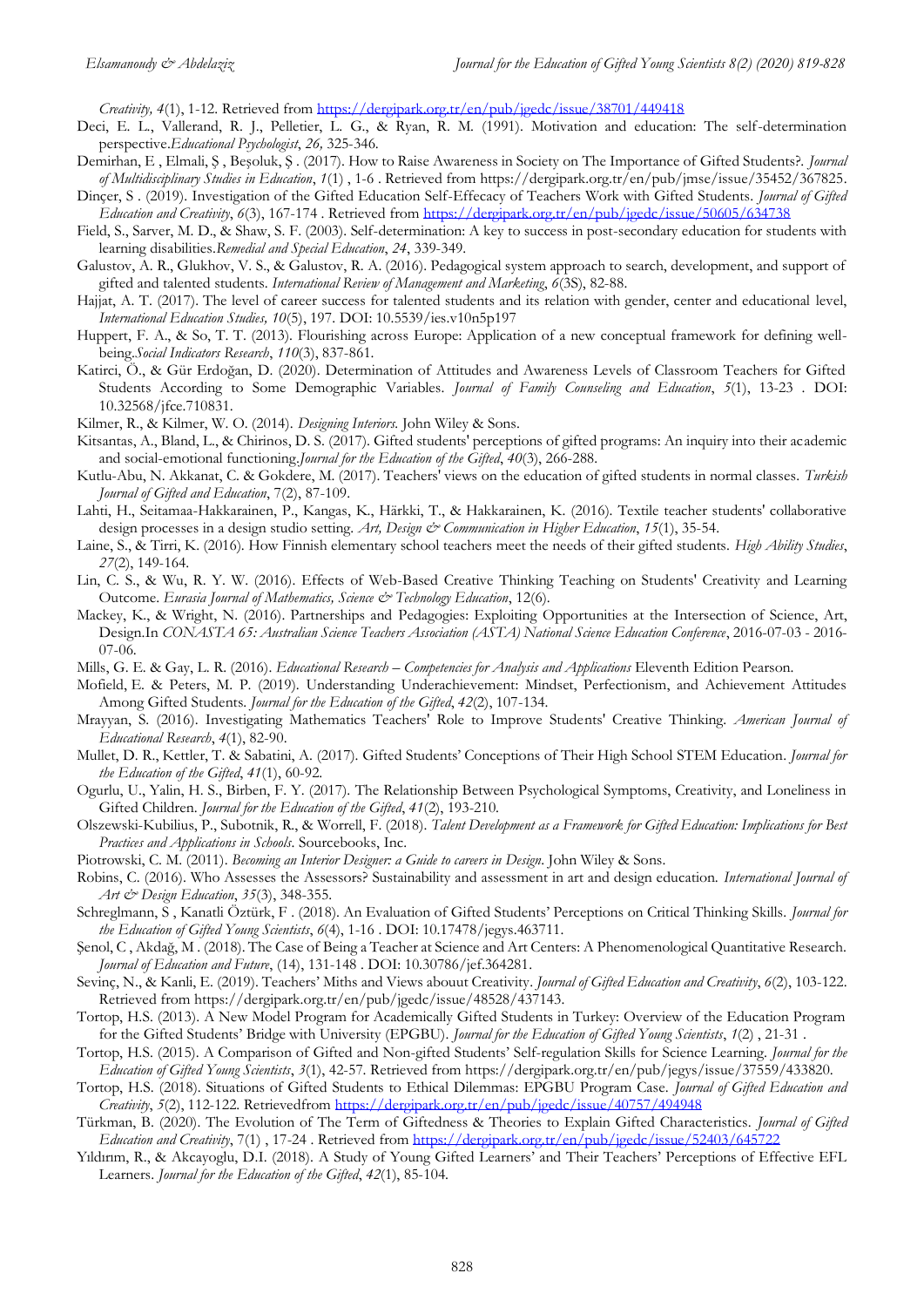*Creativity, 4*(1), 1-12. Retrieved from https://dergipark.org.tr/en/pub/jgedc/issue/38701/449418

Deci, E. L., Vallerand, R. J., Pelletier, L. G., & Ryan, R. M. (1991). Motivation and education: The self-determination perspective.*Educational Psychologist*, *26,* 325-346.

Demirhan, E , Elmali, Ş , Beşoluk, Ş . (2017). How to Raise Awareness in Society on The Importance of Gifted Students?. *Journal of Multidisciplinary Studies in Education*, *1*(1) , 1-6 . Retrieved from https://dergipark.org.tr/en/pub/jmse/issue/35452/367825.

Dinçer, S . (2019). Investigation of the Gifted Education Self-Effecacy of Teachers Work with Gifted Students. *Journal of Gifted Education and Creativity*, *6*(3), 167-174 . Retrieved from https://dergipark.org.tr/en/pub/jgedc/issue/50605/634738

Field, S., Sarver, M. D., & Shaw, S. F. (2003). Self-determination: A key to success in post-secondary education for students with learning disabilities.*Remedial and Special Education*, *24*, 339-349.

Galustov, A. R., Glukhov, V. S., & Galustov, R. A. (2016). Pedagogical system approach to search, development, and support of gifted and talented students. *International Review of Management and Marketing*, *6*(3S), 82-88.

Hajjat, A. T. (2017). The level of career success for talented students and its relation with gender, center and educational level, *International Education Studies, 10*(5), 197. DOI: 10.5539/ies.v10n5p197

Huppert, F. A., & So, T. T. (2013). Flourishing across Europe: Application of a new conceptual framework for defining well-being.*Social Indicators Research*, *110*(3), 837-861.

Katirci, Ö., & Gür Erdoğan, D. (2020). Determination of Attitudes and Awareness Levels of Classroom Teachers for Gifted Students According to Some Demographic Variables. *Journal of Family Counseling and Education*, *5*(1), 13-23 . DOI: 10.32568/jfce.710831.

Kilmer, R., & Kilmer, W. O. (2014). *Designing Interiors.* John Wiley & Sons.

Kitsantas, A., Bland, L., & Chirinos, D. S. (2017). Gifted students' perceptions of gifted programs: An inquiry into their academic and social-emotional functioning.*Journal for the Education of the Gifted*, *40*(3), 266-288.

Kutlu-Abu, N. Akkanat, C. & Gokdere, M. (2017). Teachers' views on the education of gifted students in normal classes. *Turkish Journal of Gifted and Education*, 7(2), 87-109.

Lahti, H., Seitamaa-Hakkarainen, P., Kangas, K., Härkki, T., & Hakkarainen, K. (2016). Textile teacher students' collaborative design processes in a design studio setting. *Art, Design & Communication in Higher Education*, *15*(1), 35-54.

Laine, S., & Tirri, K. (2016). How Finnish elementary school teachers meet the needs of their gifted students. *High Ability Studies*, *27*(2), 149-164.

Lin, C. S., & Wu, R. Y. W. (2016). Effects of Web-Based Creative Thinking Teaching on Students' Creativity and Learning Outcome. *Eurasia Journal of Mathematics, Science & Technology Education*, 12(6).

Mackey, K., & Wright, N. (2016). Partnerships and Pedagogies: Exploiting Opportunities at the Intersection of Science, Art, Design.In *CONASTA 65: Australian Science Teachers Association (ASTA) National Science Education Conference*, 2016-07-03 - 2016-07-06.

Mills, G. E. & Gay, L. R. (2016). *Educational Research – Competencies for Analysis and Applications* Eleventh Edition Pearson.

Mofield, E. & Peters, M. P. (2019). Understanding Underachievement: Mindset, Perfectionism, and Achievement Attitudes Among Gifted Students. *Journal for the Education of the Gifted*, *42*(2), 107-134.

Mrayyan, S. (2016). Investigating Mathematics Teachers' Role to Improve Students' Creative Thinking. *American Journal of Educational Research*, *4*(1), 82-90.

Mullet, D. R., Kettler, T. & Sabatini, A. (2017). Gifted Students' Conceptions of Their High School STEM Education. *Journal for the Education of the Gifted*, *41*(1), 60-92.

Ogurlu, U., Yalin, H. S., Birben, F. Y. (2017). The Relationship Between Psychological Symptoms, Creativity, and Loneliness in Gifted Children. *Journal for the Education of the Gifted*, *41*(2), 193-210.

Olszewski-Kubilius, P., Subotnik, R., & Worrell, F. (2018). *Talent Development as a Framework for Gifted Education: Implications for Best Practices and Applications in Schools*. Sourcebooks, Inc.

Piotrowski, C. M. (2011). *Becoming an Interior Designer: a Guide to careers in Design*. John Wiley & Sons.

Robins, C. (2016). Who Assesses the Assessors? Sustainability and assessment in art and design education. *International Journal of Art & Design Education*, *35*(3), 348-355.

Schreglmann, S , Kanatli Öztürk, F . (2018). An Evaluation of Gifted Students' Perceptions on Critical Thinking Skills. *Journal for the Education of Gifted Young Scientists*, *6*(4), 1-16 . DOI: 10.17478/jegys.463711.

Şenol, C , Akdağ, M . (2018). The Case of Being a Teacher at Science and Art Centers: A Phenomenological Quantitative Research. *Journal of Education and Future*, (14), 131-148 . DOI: 10.30786/jef.364281.

Sevinç, N., & Kanli, E. (2019). Teachers' Miths and Views abouut Creativity. *Journal of Gifted Education and Creativity*, *6*(2), 103-122. Retrieved from https://dergipark.org.tr/en/pub/jgedc/issue/48528/437143.

Tortop, H.S. (2013). A New Model Program for Academically Gifted Students in Turkey: Overview of the Education Program for the Gifted Students' Bridge with University (EPGBU). *Journal for the Education of Gifted Young Scientists*, *1*(2) , 21-31 .

Tortop, H.S. (2015). A Comparison of Gifted and Non-gifted Students' Self-regulation Skills for Science Learning. *Journal for the Education of Gifted Young Scientists*, *3*(1), 42-57. Retrieved from https://dergipark.org.tr/en/pub/jegys/issue/37559/433820.

Tortop, H.S. (2018). Situations of Gifted Students to Ethical Dilemmas: EPGBU Program Case. *Journal of Gifted Education and Creativity*, *5*(2), 112-122. Retrievedfrom https://dergipark.org.tr/en/pub/jgedc/issue/40757/494948

Türkman, B. (2020). The Evolution of The Term of Giftedness & Theories to Explain Gifted Characteristics. *Journal of Gifted Education and Creativity*, 7(1) , 17-24 . Retrieved from https://dergipark.org.tr/en/pub/jgedc/issue/52403/645722

Yıldırım, R., & Akcayoglu, D.I. (2018). A Study of Young Gifted Learners' and Their Teachers' Perceptions of Effective EFL Learners. *Journal for the Education of the Gifted*, *42*(1), 85-104.